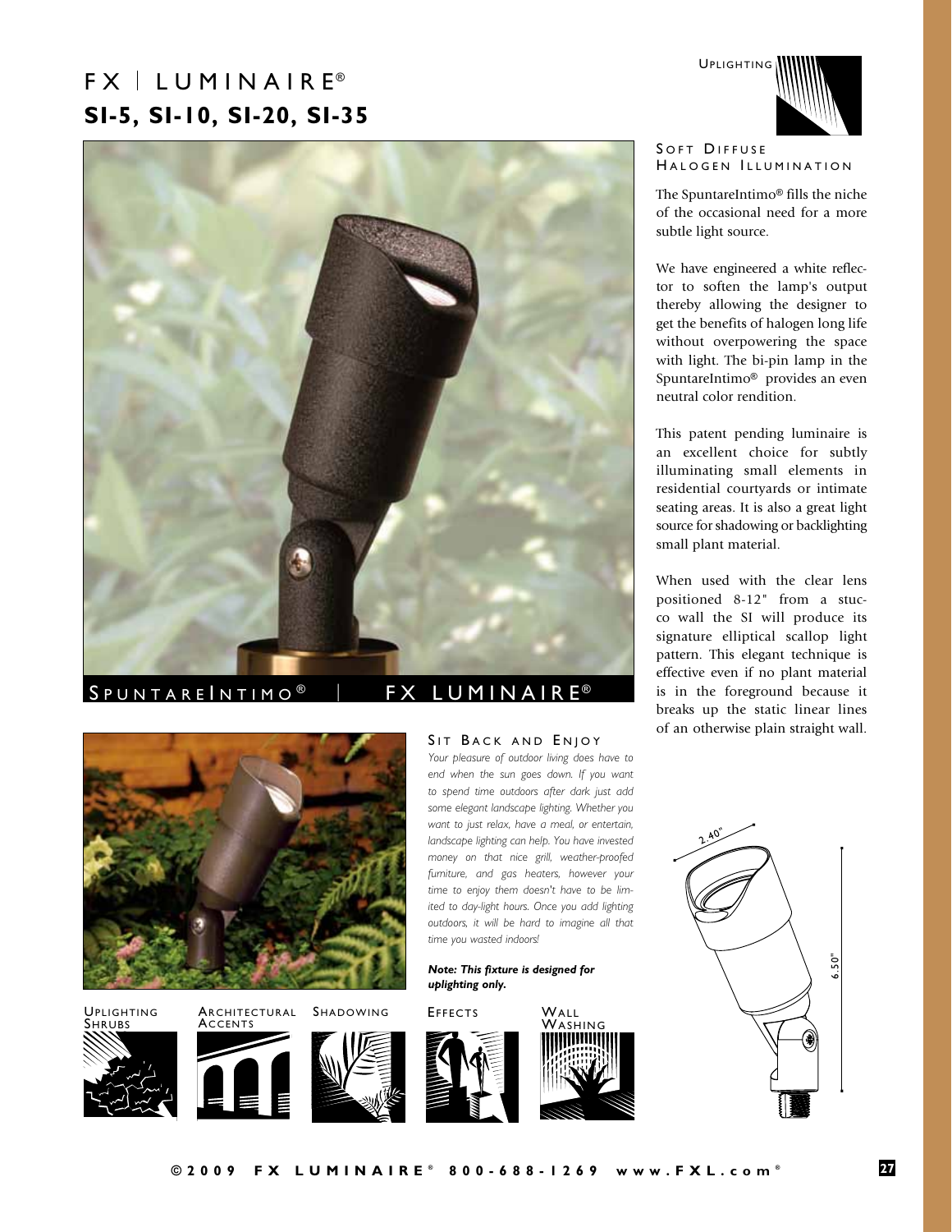# FX | LUMINAIRE®

## SI-5, SI-10, SI-20, SI-35

SPUNTAREINTIMO® | FX LUMINAIRE®

UPLIGHTING

### SOFT DIFFUSE HALOGEN ILLUMINATION

The SpuntareIntimo® fills the niche of the occasional need for a more subtle light source.

We have engineered a white reflector to soften the lamp's output thereby allowing the designer to get the benefits of halogen long life without overpowering the space with light. The bi-pin lamp in the SpuntareIntimo® provides an even neutral color rendition.

This patent pending luminaire is an excellent choice for subtly illuminating small elements in residential courtyards or intimate seating areas. It is also a great light source for shadowing or backlighting small plant material.

When used with the clear lens positioned 8-12" from a stucco wall the SI will produce its signature elliptical scallop light pattern. This elegant technique is effective even if no plant material is in the foreground because it breaks up the static linear lines of an otherwise plain straight wall.

### SIT BACK AND ENJOY

*Your pleasure of outdoor living does have to end when the sun goes down. If you want to spend time outdoors after dark just add some elegant landscape lighting. Whether you want to just relax, have a meal, or entertain, landscape lighting can help. You have invested money on that nice grill, weather-proofed furniture, and gas heaters, however your time to enjoy them doesn't have to be limited to day-light hours. Once you add lighting outdoors, it will be hard to imagine all that time you wasted indoors!*

***Note: This fixture is designed for uplighting only.***

UPLIGHTING SHRUBS | ARCHITECTURAL ACCENTS | SHADOWING | EFFECTS | WALL WASHING

2.40"

6.50"

©2009 FX LUMINAIRE® 800-688-1269 www.FXL.com®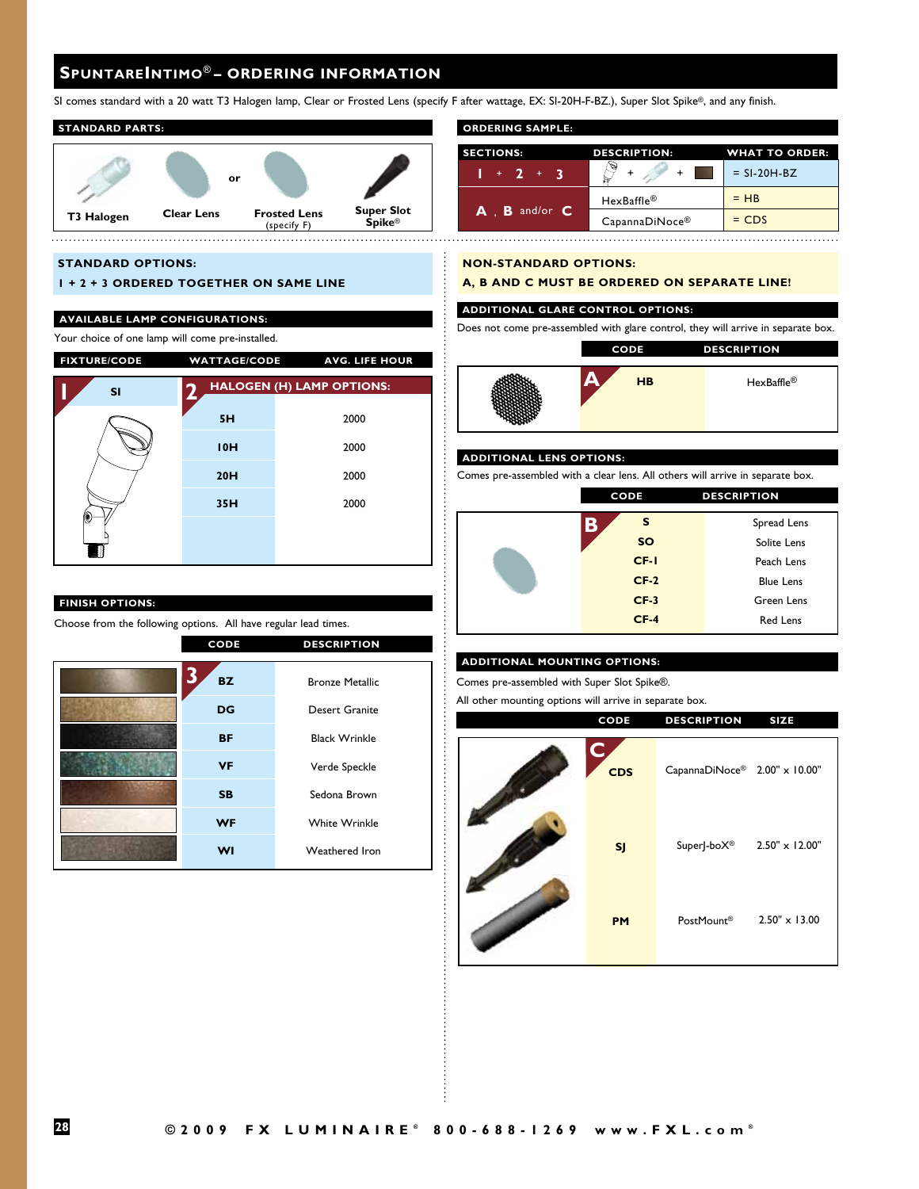# SpuntareIntimo® – Ordering Information

SI comes standard with a 20 watt T3 Halogen lamp, Clear or Frosted Lens (specify F after wattage, EX: SI-20H-F-BZ.), Super Slot Spike®, and any finish.

## Standard Parts:

T3 Halogen | Clear Lens or Frosted Lens (specify F) | Super Slot Spike®

## Ordering Sample:

| Sections: | Description: | What to Order: |
|---|---|---|
| 1 + 2 + 3 | + + | = SI-20H-BZ |
| A , B and/or C | HexBaffle® | = HB |
| | CapannaDiNoce® | = CDS |

## Standard Options:

**1 + 2 + 3 Ordered Together on Same Line**

### Available Lamp Configurations:

Your choice of one lamp will come pre-installed.

| Fixture/Code | Wattage/Code | Avg. Life Hour |
|---|---|---|
| 1 SI | 2 Halogen (H) Lamp Options: | |
| | 5H | 2000 |
| | 10H | 2000 |
| | 20H | 2000 |
| | 35H | 2000 |

### Finish Options:

Choose from the following options. All have regular lead times.

| Code | Description |
|---|---|
| 3 BZ | Bronze Metallic |
| DG | Desert Granite |
| BF | Black Wrinkle |
| VF | Verde Speckle |
| SB | Sedona Brown |
| WF | White Wrinkle |
| WI | Weathered Iron |

## Non-Standard Options:

**A, B and C Must Be Ordered on Separate Line!**

### Additional Glare Control Options:

Does not come pre-assembled with glare control, they will arrive in separate box.

| Code | Description |
|---|---|
| A HB | HexBaffle® |

### Additional Lens Options:

Comes pre-assembled with a clear lens. All others will arrive in separate box.

| Code | Description |
|---|---|
| B S | Spread Lens |
| SO | Solite Lens |
| CF-1 | Peach Lens |
| CF-2 | Blue Lens |
| CF-3 | Green Lens |
| CF-4 | Red Lens |

### Additional Mounting Options:

Comes pre-assembled with Super Slot Spike®.

All other mounting options will arrive in separate box.

| Code | Description | Size |
|---|---|---|
| C CDS | CapannaDiNoce® | 2.00" x 10.00" |
| SJ | SuperJ-boX® | 2.50" x 12.00" |
| PM | PostMount® | 2.50" x 13.00 |

©2009 FX Luminaire® 800-688-1269 www.FXL.com®